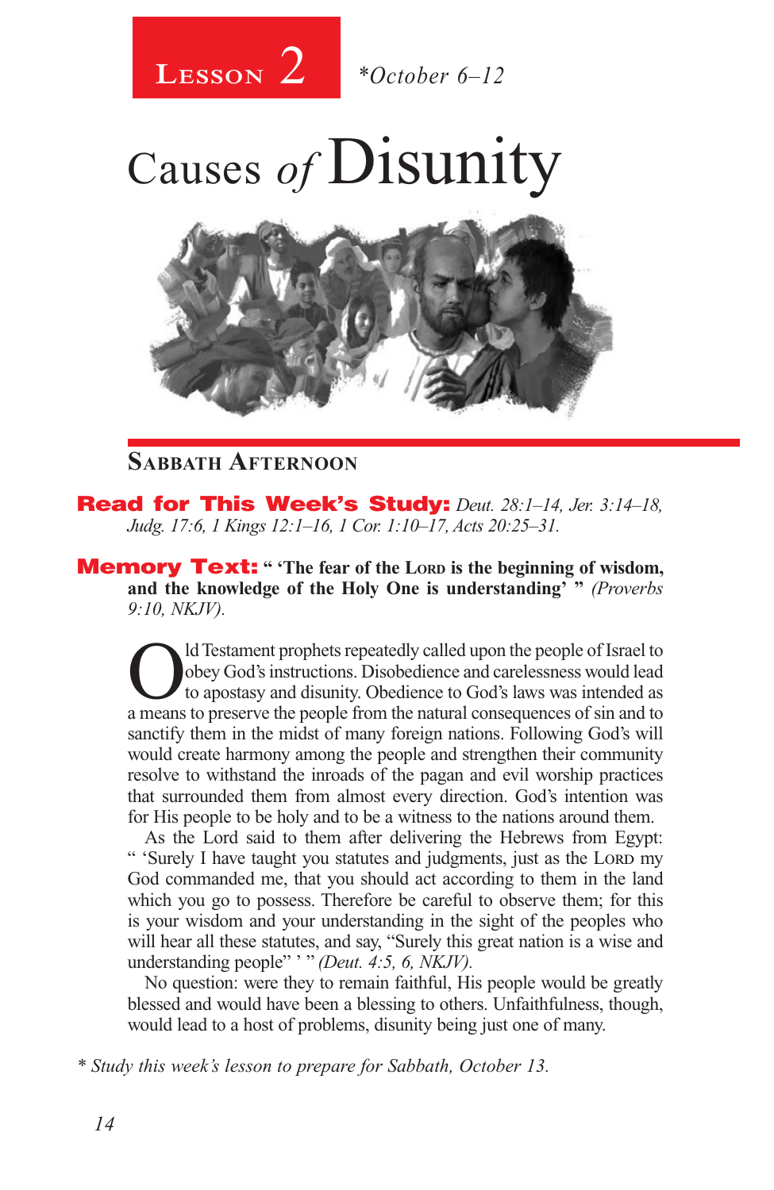**Lesson 2** *\*October 6–12*

# Causes *of* Disunity

## Sabbath Afternoon

**Read for This Week's Study:** *Deut. 28:1–14, Jer. 3:14–18, Judg. 17:6, 1 Kings 12:1–16, 1 Cor. 1:10–17, Acts 20:25–31.*

**Memory Text: " 'The fear of the Lord is the beginning of wisdom, and the knowledge of the Holy One is understanding' "** *(Proverbs 9:10, NKJV).*

Old Testament prophets repeatedly called upon the people of Israel to obey God's instructions. Disobedience and carelessness would lead to apostasy and disunity. Obedience to God's laws was intended as a means to preserve the people from the natural consequences of sin and to sanctify them in the midst of many foreign nations. Following God's will would create harmony among the people and strengthen their community resolve to withstand the inroads of the pagan and evil worship practices that surrounded them from almost every direction. God's intention was for His people to be holy and to be a witness to the nations around them.

As the Lord said to them after delivering the Hebrews from Egypt: " 'Surely I have taught you statutes and judgments, just as the Lord my God commanded me, that you should act according to them in the land which you go to possess. Therefore be careful to observe them; for this is your wisdom and your understanding in the sight of the peoples who will hear all these statutes, and say, "Surely this great nation is a wise and understanding people" ' " *(Deut. 4:5, 6, NKJV).*

No question: were they to remain faithful, His people would be greatly blessed and would have been a blessing to others. Unfaithfulness, though, would lead to a host of problems, disunity being just one of many.

*\* Study this week's lesson to prepare for Sabbath, October 13.*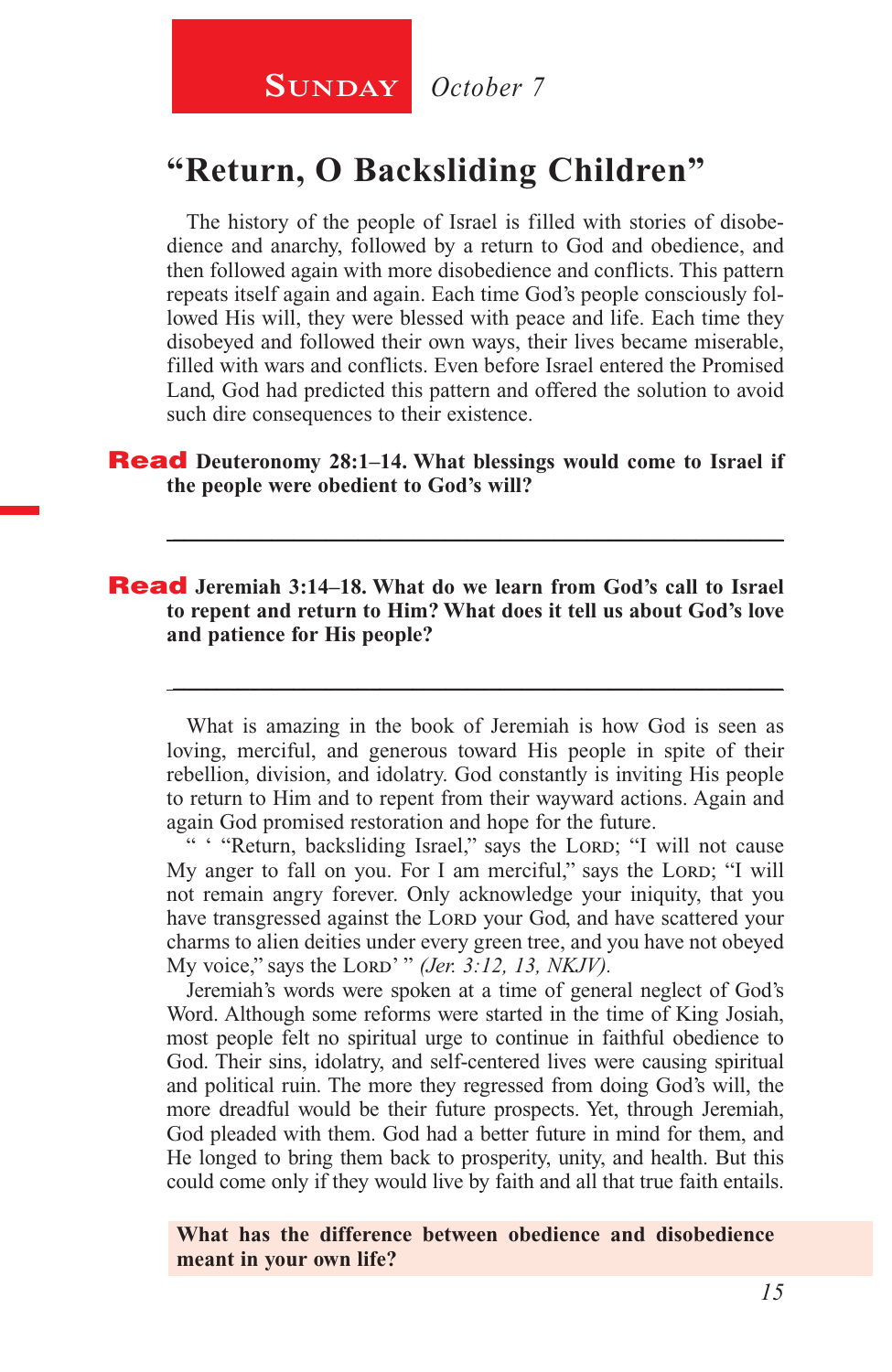**Sunday** *October 7*

# "Return, O Backsliding Children"

The history of the people of Israel is filled with stories of disobedience and anarchy, followed by a return to God and obedience, and then followed again with more disobedience and conflicts. This pattern repeats itself again and again. Each time God's people consciously followed His will, they were blessed with peace and life. Each time they disobeyed and followed their own ways, their lives became miserable, filled with wars and conflicts. Even before Israel entered the Promised Land, God had predicted this pattern and offered the solution to avoid such dire consequences to their existence.

**Read Deuteronomy 28:1–14. What blessings would come to Israel if the people were obedient to God's will?**

________________________________________________________________

**Read Jeremiah 3:14–18. What do we learn from God's call to Israel to repent and return to Him? What does it tell us about God's love and patience for His people?**

________________________________________________________________

What is amazing in the book of Jeremiah is how God is seen as loving, merciful, and generous toward His people in spite of their rebellion, division, and idolatry. God constantly is inviting His people to return to Him and to repent from their wayward actions. Again and again God promised restoration and hope for the future.

" ' "Return, backsliding Israel," says the Lord; "I will not cause My anger to fall on you. For I am merciful," says the Lord; "I will not remain angry forever. Only acknowledge your iniquity, that you have transgressed against the Lord your God, and have scattered your charms to alien deities under every green tree, and you have not obeyed My voice," says the Lord' " *(Jer. 3:12, 13, NKJV).*

Jeremiah's words were spoken at a time of general neglect of God's Word. Although some reforms were started in the time of King Josiah, most people felt no spiritual urge to continue in faithful obedience to God. Their sins, idolatry, and self-centered lives were causing spiritual and political ruin. The more they regressed from doing God's will, the more dreadful would be their future prospects. Yet, through Jeremiah, God pleaded with them. God had a better future in mind for them, and He longed to bring them back to prosperity, unity, and health. But this could come only if they would live by faith and all that true faith entails.

**What has the difference between obedience and disobedience meant in your own life?**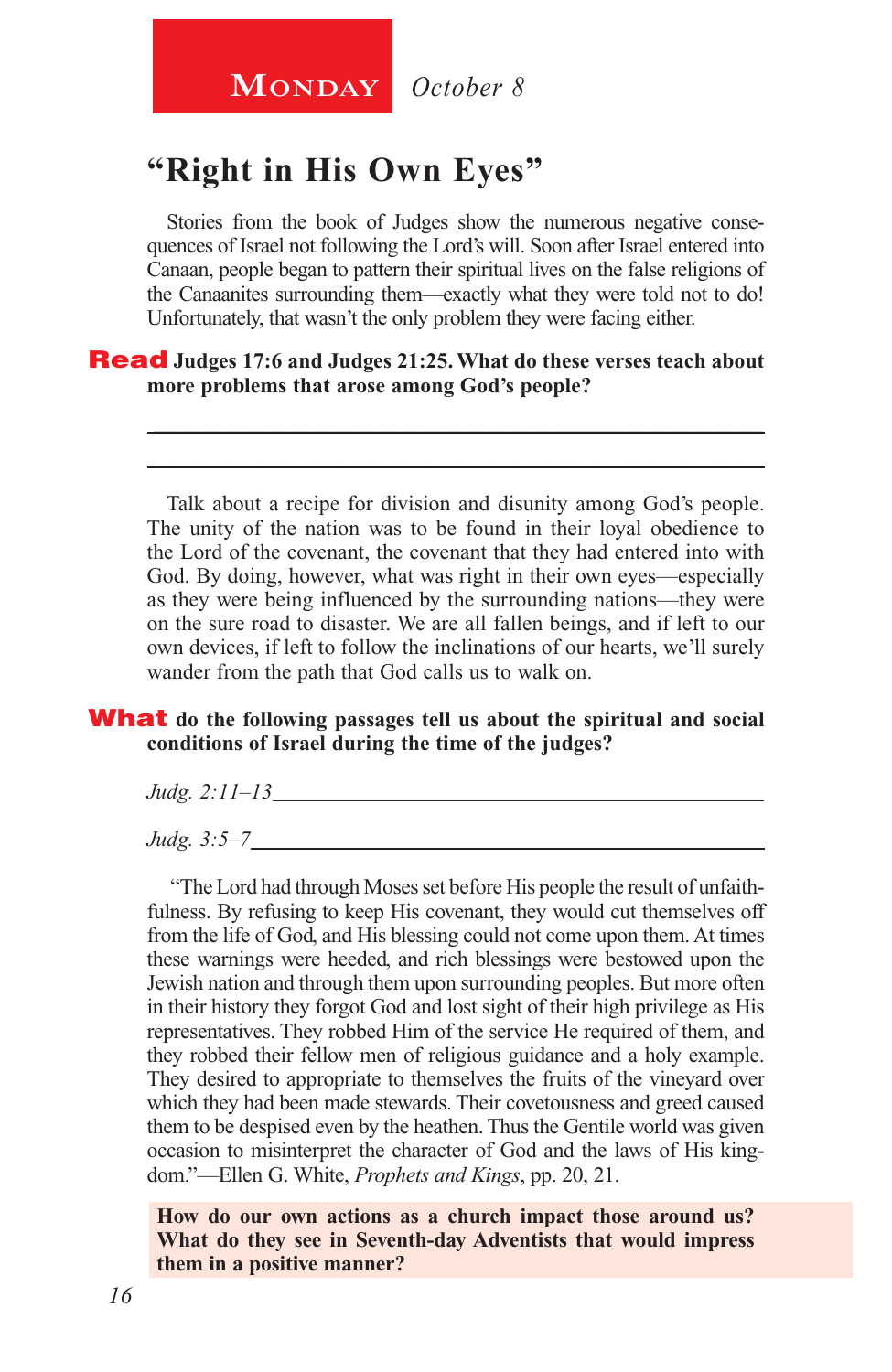**Monday** *October 8*

# "Right in His Own Eyes"

Stories from the book of Judges show the numerous negative consequences of Israel not following the Lord's will. Soon after Israel entered into Canaan, people began to pattern their spiritual lives on the false religions of the Canaanites surrounding them—exactly what they were told not to do! Unfortunately, that wasn't the only problem they were facing either.

**Read Judges 17:6 and Judges 21:25. What do these verses teach about more problems that arose among God's people?**

\_\_\_\_\_\_\_\_\_\_\_\_\_\_\_\_\_\_\_\_\_\_\_\_\_\_\_\_\_\_\_\_\_\_\_\_\_\_\_\_\_\_\_\_\_\_\_\_\_\_\_\_\_\_\_\_

\_\_\_\_\_\_\_\_\_\_\_\_\_\_\_\_\_\_\_\_\_\_\_\_\_\_\_\_\_\_\_\_\_\_\_\_\_\_\_\_\_\_\_\_\_\_\_\_\_\_\_\_\_\_\_\_

Talk about a recipe for division and disunity among God's people. The unity of the nation was to be found in their loyal obedience to the Lord of the covenant, the covenant that they had entered into with God. By doing, however, what was right in their own eyes—especially as they were being influenced by the surrounding nations—they were on the sure road to disaster. We are all fallen beings, and if left to our own devices, if left to follow the inclinations of our hearts, we'll surely wander from the path that God calls us to walk on.

**What do the following passages tell us about the spiritual and social conditions of Israel during the time of the judges?**

*Judg. 2:11–13*\_\_\_\_\_\_\_\_\_\_\_\_\_\_\_\_\_\_\_\_\_\_\_\_\_\_\_\_\_\_\_\_\_\_\_\_\_\_\_\_\_\_\_\_\_\_\_\_

*Judg. 3:5–7*\_\_\_\_\_\_\_\_\_\_\_\_\_\_\_\_\_\_\_\_\_\_\_\_\_\_\_\_\_\_\_\_\_\_\_\_\_\_\_\_\_\_\_\_\_\_\_\_\_

"The Lord had through Moses set before His people the result of unfaithfulness. By refusing to keep His covenant, they would cut themselves off from the life of God, and His blessing could not come upon them. At times these warnings were heeded, and rich blessings were bestowed upon the Jewish nation and through them upon surrounding peoples. But more often in their history they forgot God and lost sight of their high privilege as His representatives. They robbed Him of the service He required of them, and they robbed their fellow men of religious guidance and a holy example. They desired to appropriate to themselves the fruits of the vineyard over which they had been made stewards. Their covetousness and greed caused them to be despised even by the heathen. Thus the Gentile world was given occasion to misinterpret the character of God and the laws of His kingdom."—Ellen G. White, *Prophets and Kings*, pp. 20, 21.

**How do our own actions as a church impact those around us? What do they see in Seventh-day Adventists that would impress them in a positive manner?**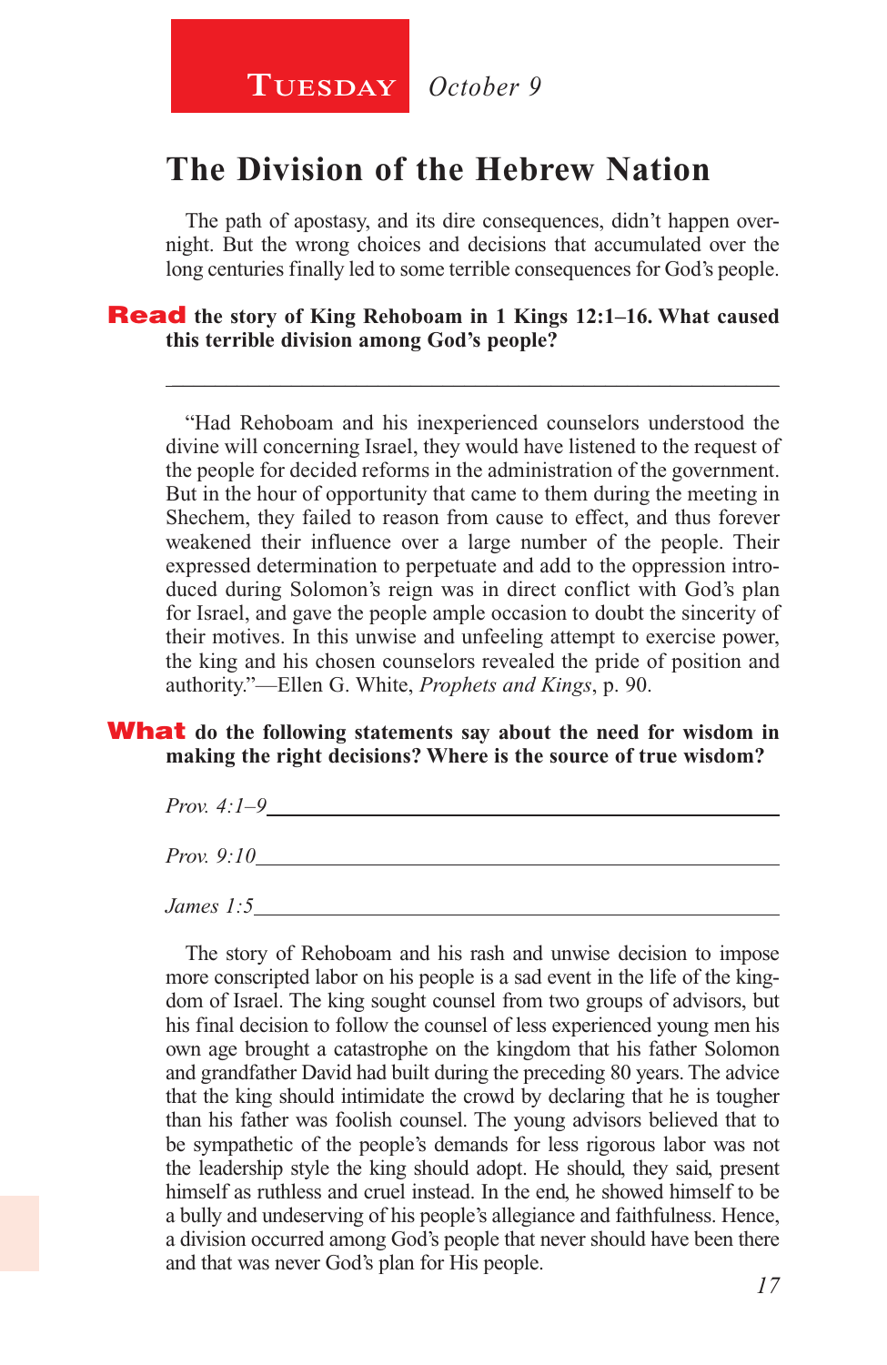**TUESDAY** *October 9*

## The Division of the Hebrew Nation

The path of apostasy, and its dire consequences, didn't happen overnight. But the wrong choices and decisions that accumulated over the long centuries finally led to some terrible consequences for God's people.

**Read the story of King Rehoboam in 1 Kings 12:1–16. What caused this terrible division among God's people?**

_______________________________________________

"Had Rehoboam and his inexperienced counselors understood the divine will concerning Israel, they would have listened to the request of the people for decided reforms in the administration of the government. But in the hour of opportunity that came to them during the meeting in Shechem, they failed to reason from cause to effect, and thus forever weakened their influence over a large number of the people. Their expressed determination to perpetuate and add to the oppression introduced during Solomon's reign was in direct conflict with God's plan for Israel, and gave the people ample occasion to doubt the sincerity of their motives. In this unwise and unfeeling attempt to exercise power, the king and his chosen counselors revealed the pride of position and authority."—Ellen G. White, *Prophets and Kings*, p. 90.

**What do the following statements say about the need for wisdom in making the right decisions? Where is the source of true wisdom?**

*Prov. 4:1–9*_______________________________________________

*Prov. 9:10*_______________________________________________

*James 1:5*_______________________________________________

The story of Rehoboam and his rash and unwise decision to impose more conscripted labor on his people is a sad event in the life of the kingdom of Israel. The king sought counsel from two groups of advisors, but his final decision to follow the counsel of less experienced young men his own age brought a catastrophe on the kingdom that his father Solomon and grandfather David had built during the preceding 80 years. The advice that the king should intimidate the crowd by declaring that he is tougher than his father was foolish counsel. The young advisors believed that to be sympathetic of the people's demands for less rigorous labor was not the leadership style the king should adopt. He should, they said, present himself as ruthless and cruel instead. In the end, he showed himself to be a bully and undeserving of his people's allegiance and faithfulness. Hence, a division occurred among God's people that never should have been there and that was never God's plan for His people.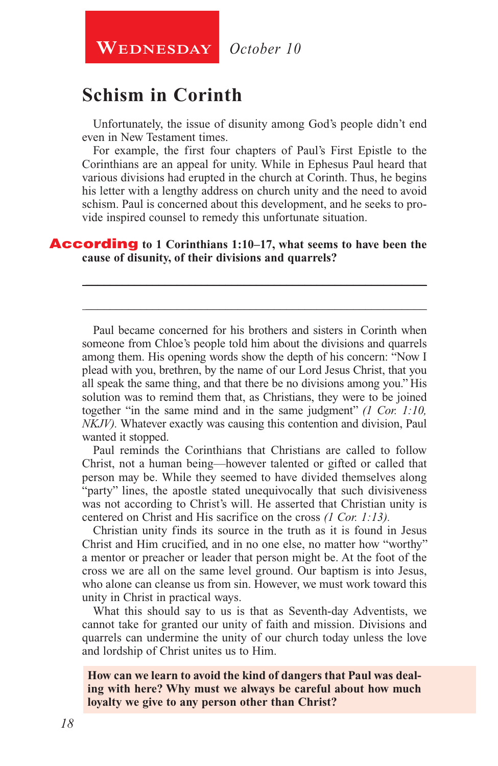**Wednesday** *October 10*

## Schism in Corinth

Unfortunately, the issue of disunity among God's people didn't end even in New Testament times.

For example, the first four chapters of Paul's First Epistle to the Corinthians are an appeal for unity. While in Ephesus Paul heard that various divisions had erupted in the church at Corinth. Thus, he begins his letter with a lengthy address on church unity and the need to avoid schism. Paul is concerned about this development, and he seeks to provide inspired counsel to remedy this unfortunate situation.

**According to 1 Corinthians 1:10–17, what seems to have been the cause of disunity, of their divisions and quarrels?**

---

---

Paul became concerned for his brothers and sisters in Corinth when someone from Chloe's people told him about the divisions and quarrels among them. His opening words show the depth of his concern: "Now I plead with you, brethren, by the name of our Lord Jesus Christ, that you all speak the same thing, and that there be no divisions among you." His solution was to remind them that, as Christians, they were to be joined together "in the same mind and in the same judgment" *(1 Cor. 1:10, NKJV).* Whatever exactly was causing this contention and division, Paul wanted it stopped.

Paul reminds the Corinthians that Christians are called to follow Christ, not a human being—however talented or gifted or called that person may be. While they seemed to have divided themselves along "party" lines, the apostle stated unequivocally that such divisiveness was not according to Christ's will. He asserted that Christian unity is centered on Christ and His sacrifice on the cross *(1 Cor. 1:13).*

Christian unity finds its source in the truth as it is found in Jesus Christ and Him crucified, and in no one else, no matter how "worthy" a mentor or preacher or leader that person might be. At the foot of the cross we are all on the same level ground. Our baptism is into Jesus, who alone can cleanse us from sin. However, we must work toward this unity in Christ in practical ways.

What this should say to us is that as Seventh-day Adventists, we cannot take for granted our unity of faith and mission. Divisions and quarrels can undermine the unity of our church today unless the love and lordship of Christ unites us to Him.

**How can we learn to avoid the kind of dangers that Paul was dealing with here? Why must we always be careful about how much loyalty we give to any person other than Christ?**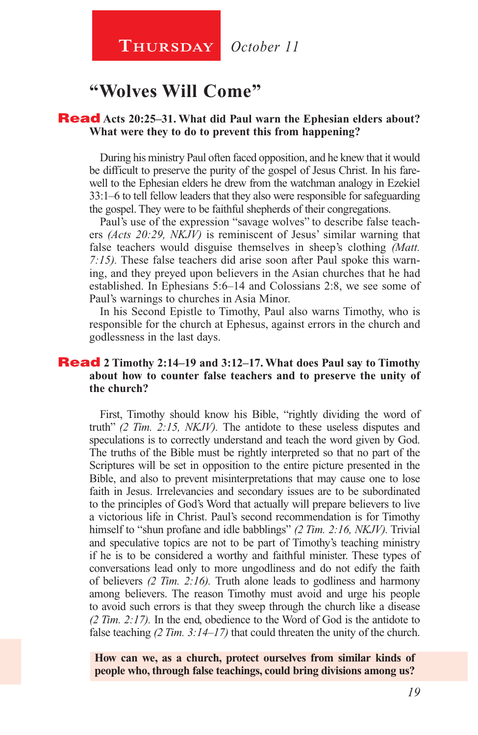**Thursday** *October 11*

# "Wolves Will Come"

**Read Acts 20:25–31. What did Paul warn the Ephesian elders about? What were they to do to prevent this from happening?**

During his ministry Paul often faced opposition, and he knew that it would be difficult to preserve the purity of the gospel of Jesus Christ. In his farewell to the Ephesian elders he drew from the watchman analogy in Ezekiel 33:1–6 to tell fellow leaders that they also were responsible for safeguarding the gospel. They were to be faithful shepherds of their congregations.

Paul's use of the expression "savage wolves" to describe false teachers *(Acts 20:29, NKJV)* is reminiscent of Jesus' similar warning that false teachers would disguise themselves in sheep's clothing *(Matt. 7:15)*. These false teachers did arise soon after Paul spoke this warning, and they preyed upon believers in the Asian churches that he had established. In Ephesians 5:6–14 and Colossians 2:8, we see some of Paul's warnings to churches in Asia Minor.

In his Second Epistle to Timothy, Paul also warns Timothy, who is responsible for the church at Ephesus, against errors in the church and godlessness in the last days.

**Read 2 Timothy 2:14–19 and 3:12–17. What does Paul say to Timothy about how to counter false teachers and to preserve the unity of the church?**

First, Timothy should know his Bible, "rightly dividing the word of truth" *(2 Tim. 2:15, NKJV)*. The antidote to these useless disputes and speculations is to correctly understand and teach the word given by God. The truths of the Bible must be rightly interpreted so that no part of the Scriptures will be set in opposition to the entire picture presented in the Bible, and also to prevent misinterpretations that may cause one to lose faith in Jesus. Irrelevancies and secondary issues are to be subordinated to the principles of God's Word that actually will prepare believers to live a victorious life in Christ. Paul's second recommendation is for Timothy himself to "shun profane and idle babblings" *(2 Tim. 2:16, NKJV)*. Trivial and speculative topics are not to be part of Timothy's teaching ministry if he is to be considered a worthy and faithful minister. These types of conversations lead only to more ungodliness and do not edify the faith of believers *(2 Tim. 2:16)*. Truth alone leads to godliness and harmony among believers. The reason Timothy must avoid and urge his people to avoid such errors is that they sweep through the church like a disease *(2 Tim. 2:17)*. In the end, obedience to the Word of God is the antidote to false teaching *(2 Tim. 3:14–17)* that could threaten the unity of the church.

**How can we, as a church, protect ourselves from similar kinds of people who, through false teachings, could bring divisions among us?**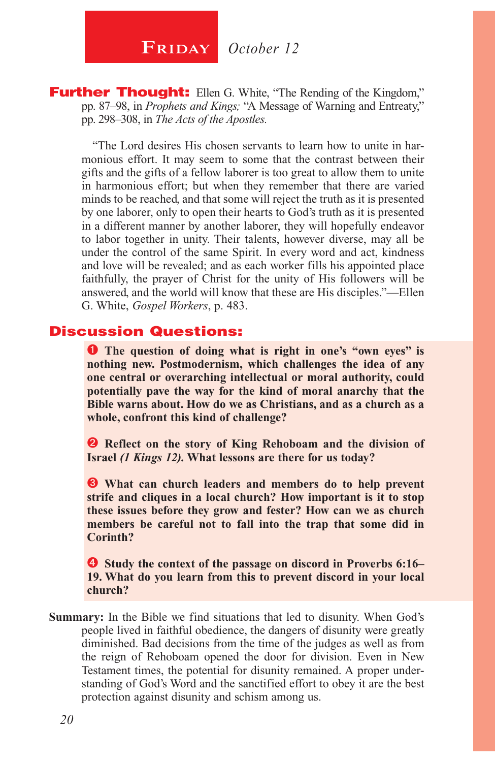## FRIDAY *October 12*

**Further Thought:** Ellen G. White, "The Rending of the Kingdom," pp. 87–98, in *Prophets and Kings;* "A Message of Warning and Entreaty," pp. 298–308, in *The Acts of the Apostles.*

"The Lord desires His chosen servants to learn how to unite in harmonious effort. It may seem to some that the contrast between their gifts and the gifts of a fellow laborer is too great to allow them to unite in harmonious effort; but when they remember that there are varied minds to be reached, and that some will reject the truth as it is presented by one laborer, only to open their hearts to God's truth as it is presented in a different manner by another laborer, they will hopefully endeavor to labor together in unity. Their talents, however diverse, may all be under the control of the same Spirit. In every word and act, kindness and love will be revealed; and as each worker fills his appointed place faithfully, the prayer of Christ for the unity of His followers will be answered, and the world will know that these are His disciples."—Ellen G. White, *Gospel Workers*, p. 483.

## Discussion Questions:

1. **The question of doing what is right in one's "own eyes" is nothing new. Postmodernism, which challenges the idea of any one central or overarching intellectual or moral authority, could potentially pave the way for the kind of moral anarchy that the Bible warns about. How do we as Christians, and as a church as a whole, confront this kind of challenge?**

2. **Reflect on the story of King Rehoboam and the division of Israel *(1 Kings 12)*. What lessons are there for us today?**

3. **What can church leaders and members do to help prevent strife and cliques in a local church? How important is it to stop these issues before they grow and fester? How can we as church members be careful not to fall into the trap that some did in Corinth?**

4. **Study the context of the passage on discord in Proverbs 6:16–19. What do you learn from this to prevent discord in your local church?**

**Summary:** In the Bible we find situations that led to disunity. When God's people lived in faithful obedience, the dangers of disunity were greatly diminished. Bad decisions from the time of the judges as well as from the reign of Rehoboam opened the door for division. Even in New Testament times, the potential for disunity remained. A proper understanding of God's Word and the sanctified effort to obey it are the best protection against disunity and schism among us.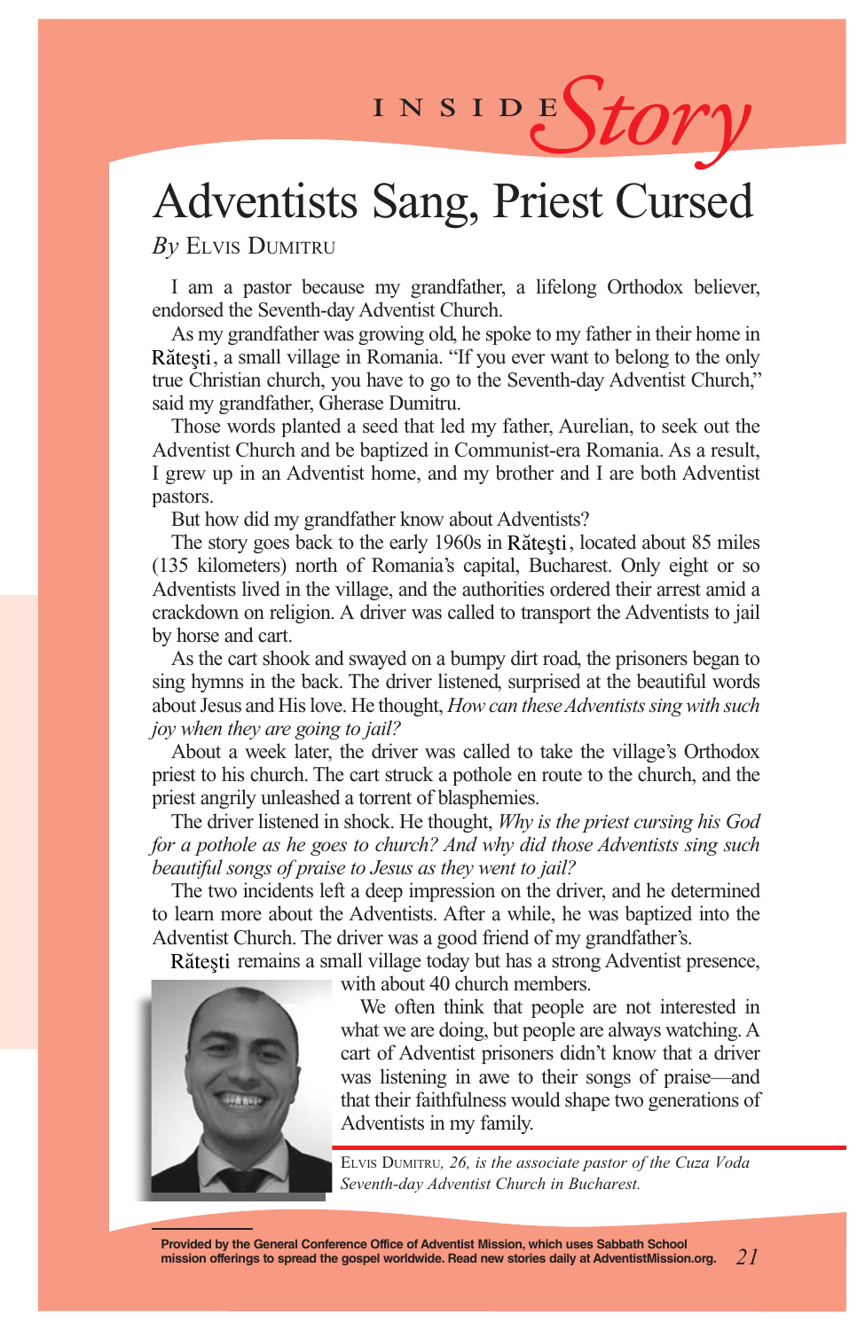INSIDE *Story*

# Adventists Sang, Priest Cursed

*By* Elvis Dumitru

I am a pastor because my grandfather, a lifelong Orthodox believer, endorsed the Seventh-day Adventist Church.

As my grandfather was growing old, he spoke to my father in their home in Răteşti, a small village in Romania. "If you ever want to belong to the only true Christian church, you have to go to the Seventh-day Adventist Church," said my grandfather, Gherase Dumitru.

Those words planted a seed that led my father, Aurelian, to seek out the Adventist Church and be baptized in Communist-era Romania. As a result, I grew up in an Adventist home, and my brother and I are both Adventist pastors.

But how did my grandfather know about Adventists?

The story goes back to the early 1960s in Răteşti, located about 85 miles (135 kilometers) north of Romania's capital, Bucharest. Only eight or so Adventists lived in the village, and the authorities ordered their arrest amid a crackdown on religion. A driver was called to transport the Adventists to jail by horse and cart.

As the cart shook and swayed on a bumpy dirt road, the prisoners began to sing hymns in the back. The driver listened, surprised at the beautiful words about Jesus and His love. He thought, *How can these Adventists sing with such joy when they are going to jail?*

About a week later, the driver was called to take the village's Orthodox priest to his church. The cart struck a pothole en route to the church, and the priest angrily unleashed a torrent of blasphemies.

The driver listened in shock. He thought, *Why is the priest cursing his God for a pothole as he goes to church? And why did those Adventists sing such beautiful songs of praise to Jesus as they went to jail?*

The two incidents left a deep impression on the driver, and he determined to learn more about the Adventists. After a while, he was baptized into the Adventist Church. The driver was a good friend of my grandfather's.

Răteşti remains a small village today but has a strong Adventist presence, with about 40 church members.

We often think that people are not interested in what we are doing, but people are always watching. A cart of Adventist prisoners didn't know that a driver was listening in awe to their songs of praise—and that their faithfulness would shape two generations of Adventists in my family.

Elvis Dumitru, *26, is the associate pastor of the Cuza Voda Seventh-day Adventist Church in Bucharest.*

**Provided by the General Conference Office of Adventist Mission, which uses Sabbath School mission offerings to spread the gospel worldwide. Read new stories daily at AdventistMission.org.**